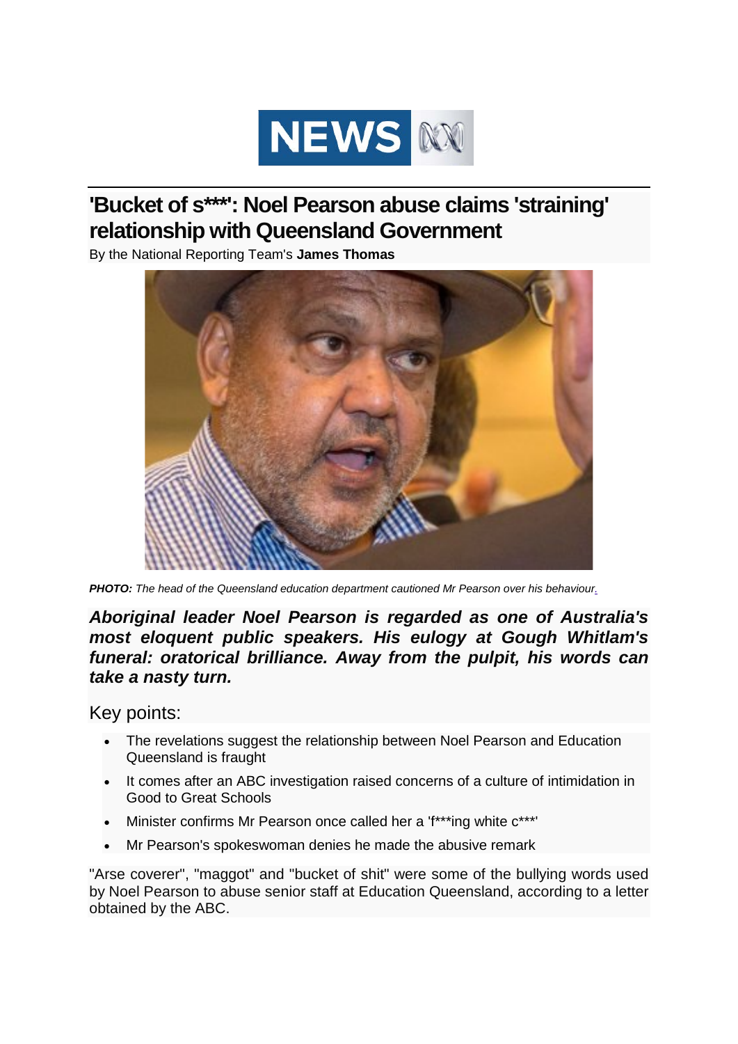NEWS

# 'Bucket of s***': Noel Pearson abuse claims 'straining' relationship with Queensland Government

By the National Reporting Team's **James Thomas**

***PHOTO:*** *The head of the Queensland education department cautioned Mr Pearson over his behaviour.*

***Aboriginal leader Noel Pearson is regarded as one of Australia's most eloquent public speakers. His eulogy at Gough Whitlam's funeral: oratorical brilliance. Away from the pulpit, his words can take a nasty turn.***

## Key points:

- The revelations suggest the relationship between Noel Pearson and Education Queensland is fraught
- It comes after an ABC investigation raised concerns of a culture of intimidation in Good to Great Schools
- Minister confirms Mr Pearson once called her a 'f***ing white c***'
- Mr Pearson's spokeswoman denies he made the abusive remark

"Arse coverer", "maggot" and "bucket of shit" were some of the bullying words used by Noel Pearson to abuse senior staff at Education Queensland, according to a letter obtained by the ABC.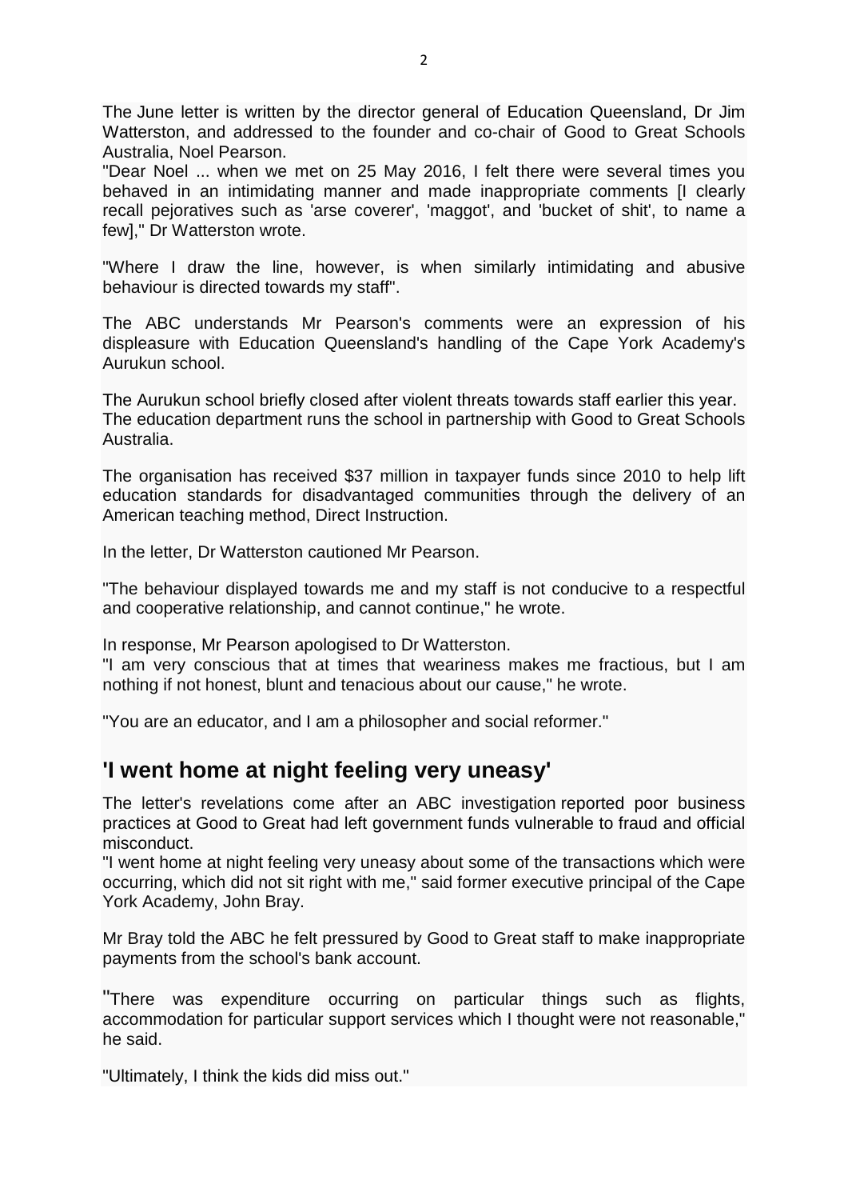The June letter is written by the director general of Education Queensland, Dr Jim Watterston, and addressed to the founder and co-chair of Good to Great Schools Australia, Noel Pearson.

"Dear Noel ... when we met on 25 May 2016, I felt there were several times you behaved in an intimidating manner and made inappropriate comments [I clearly recall pejoratives such as 'arse coverer', 'maggot', and 'bucket of shit', to name a few]," Dr Watterston wrote.

"Where I draw the line, however, is when similarly intimidating and abusive behaviour is directed towards my staff".

The ABC understands Mr Pearson's comments were an expression of his displeasure with Education Queensland's handling of the Cape York Academy's Aurukun school.

The Aurukun school briefly closed after violent threats towards staff earlier this year. The education department runs the school in partnership with Good to Great Schools Australia.

The organisation has received $37 million in taxpayer funds since 2010 to help lift education standards for disadvantaged communities through the delivery of an American teaching method, Direct Instruction.

In the letter, Dr Watterston cautioned Mr Pearson.

"The behaviour displayed towards me and my staff is not conducive to a respectful and cooperative relationship, and cannot continue," he wrote.

In response, Mr Pearson apologised to Dr Watterston.

"I am very conscious that at times that weariness makes me fractious, but I am nothing if not honest, blunt and tenacious about our cause," he wrote.

"You are an educator, and I am a philosopher and social reformer."

## 'I went home at night feeling very uneasy'

The letter's revelations come after an ABC investigation reported poor business practices at Good to Great had left government funds vulnerable to fraud and official misconduct.

"I went home at night feeling very uneasy about some of the transactions which were occurring, which did not sit right with me," said former executive principal of the Cape York Academy, John Bray.

Mr Bray told the ABC he felt pressured by Good to Great staff to make inappropriate payments from the school's bank account.

"There was expenditure occurring on particular things such as flights, accommodation for particular support services which I thought were not reasonable," he said.

"Ultimately, I think the kids did miss out."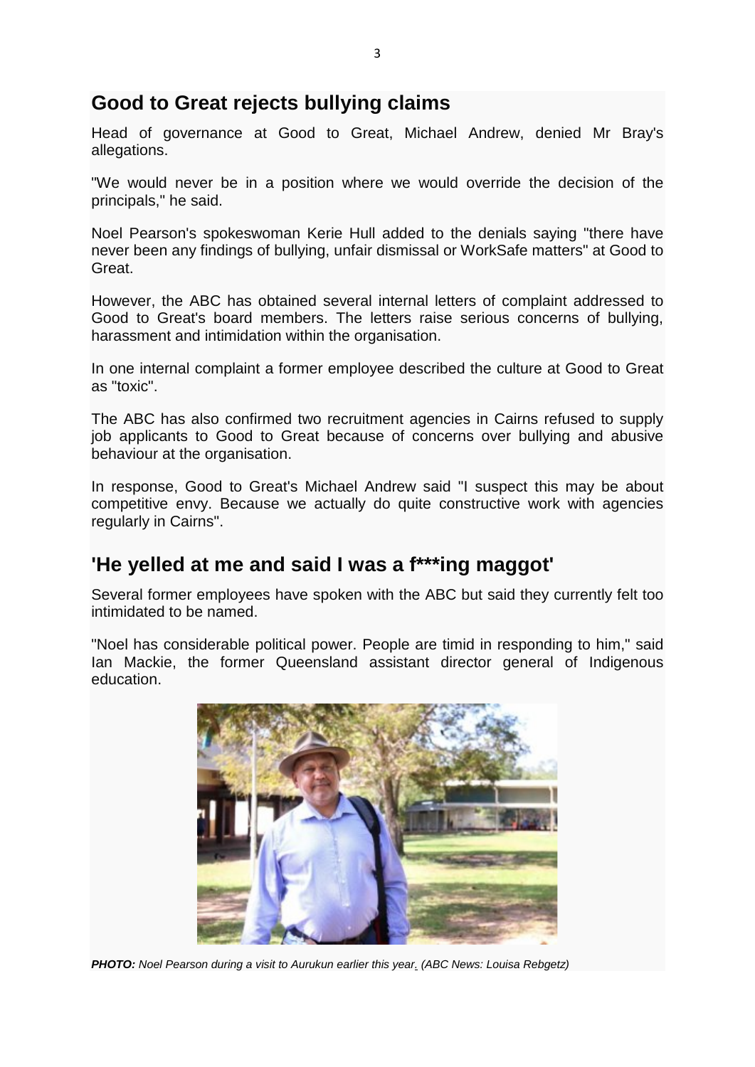## Good to Great rejects bullying claims

Head of governance at Good to Great, Michael Andrew, denied Mr Bray's allegations.

"We would never be in a position where we would override the decision of the principals," he said.

Noel Pearson's spokeswoman Kerie Hull added to the denials saying "there have never been any findings of bullying, unfair dismissal or WorkSafe matters" at Good to Great.

However, the ABC has obtained several internal letters of complaint addressed to Good to Great's board members. The letters raise serious concerns of bullying, harassment and intimidation within the organisation.

In one internal complaint a former employee described the culture at Good to Great as "toxic".

The ABC has also confirmed two recruitment agencies in Cairns refused to supply job applicants to Good to Great because of concerns over bullying and abusive behaviour at the organisation.

In response, Good to Great's Michael Andrew said "I suspect this may be about competitive envy. Because we actually do quite constructive work with agencies regularly in Cairns".

## 'He yelled at me and said I was a f***ing maggot'

Several former employees have spoken with the ABC but said they currently felt too intimidated to be named.

"Noel has considerable political power. People are timid in responding to him," said Ian Mackie, the former Queensland assistant director general of Indigenous education.

***PHOTO:*** *Noel Pearson during a visit to Aurukun earlier this year. (ABC News: Louisa Rebgetz)*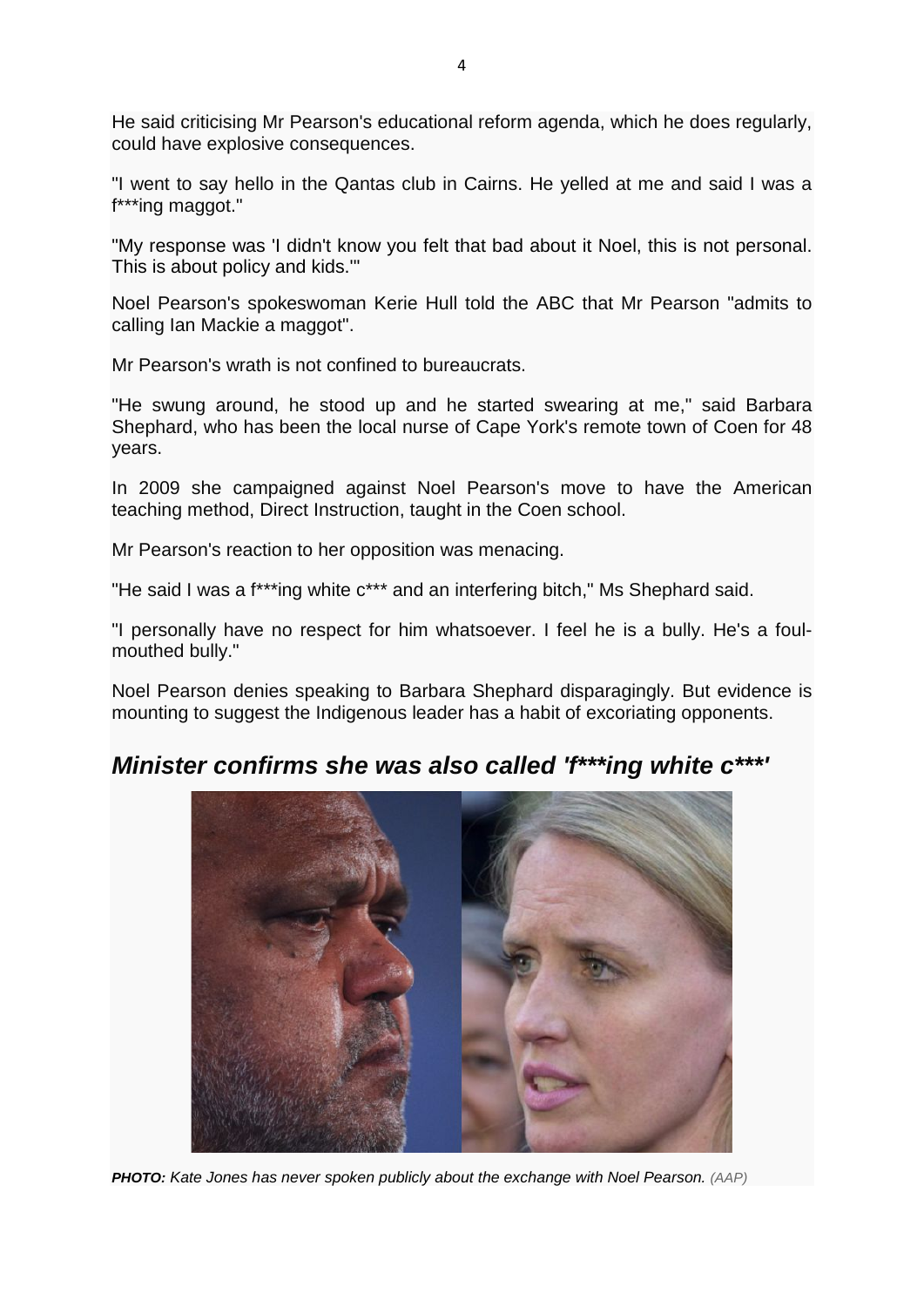He said criticising Mr Pearson's educational reform agenda, which he does regularly, could have explosive consequences.

"I went to say hello in the Qantas club in Cairns. He yelled at me and said I was a f***ing maggot."

"My response was 'I didn't know you felt that bad about it Noel, this is not personal. This is about policy and kids.'"

Noel Pearson's spokeswoman Kerie Hull told the ABC that Mr Pearson "admits to calling Ian Mackie a maggot".

Mr Pearson's wrath is not confined to bureaucrats.

"He swung around, he stood up and he started swearing at me," said Barbara Shephard, who has been the local nurse of Cape York's remote town of Coen for 48 years.

In 2009 she campaigned against Noel Pearson's move to have the American teaching method, Direct Instruction, taught in the Coen school.

Mr Pearson's reaction to her opposition was menacing.

"He said I was a f***ing white c*** and an interfering bitch," Ms Shephard said.

"I personally have no respect for him whatsoever. I feel he is a bully. He's a foul-mouthed bully."

Noel Pearson denies speaking to Barbara Shephard disparagingly. But evidence is mounting to suggest the Indigenous leader has a habit of excoriating opponents.

## *Minister confirms she was also called 'f***ing white c***'*

***PHOTO:*** *Kate Jones has never spoken publicly about the exchange with Noel Pearson. (AAP)*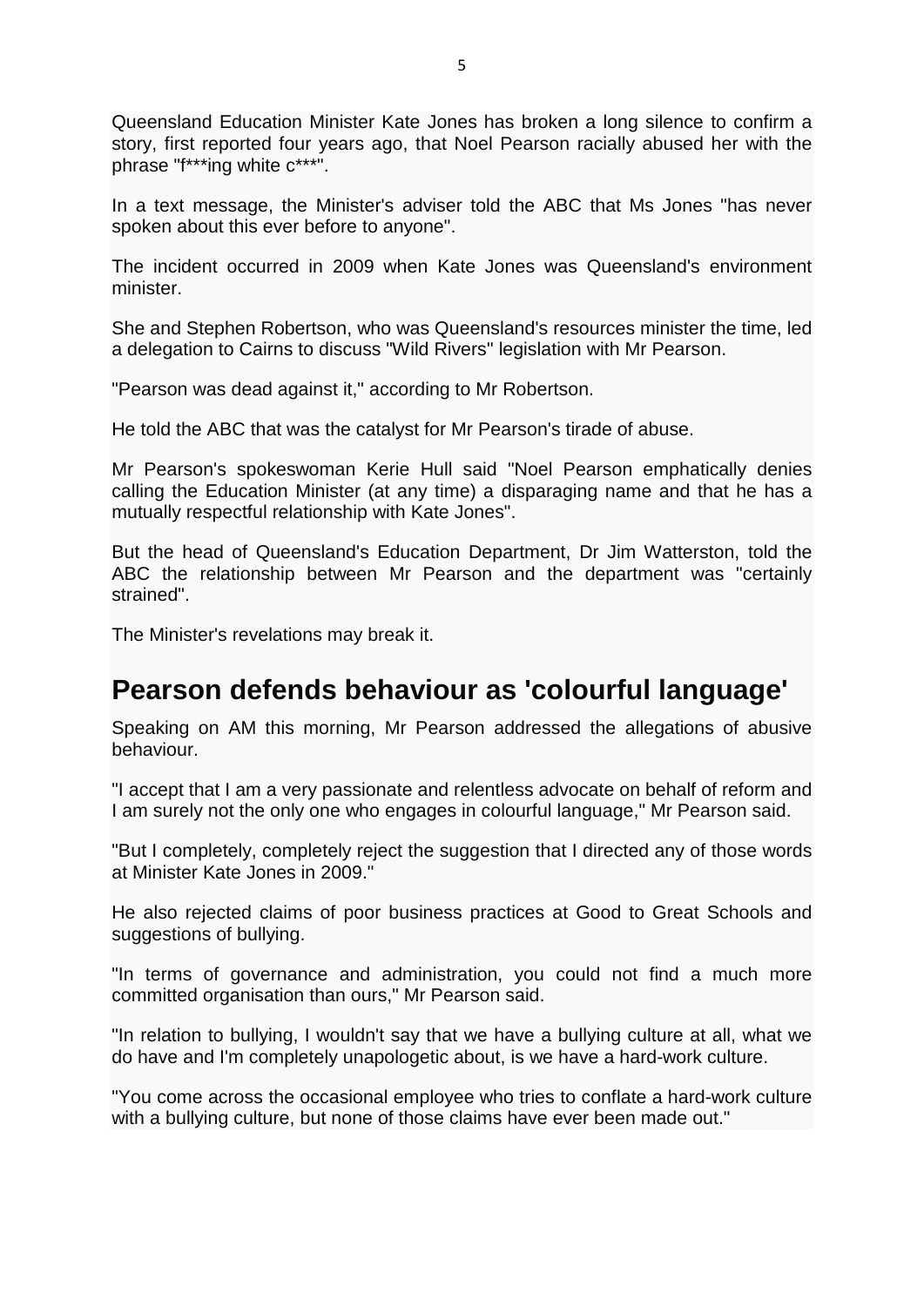Queensland Education Minister Kate Jones has broken a long silence to confirm a story, first reported four years ago, that Noel Pearson racially abused her with the phrase "f***ing white c***".

In a text message, the Minister's adviser told the ABC that Ms Jones "has never spoken about this ever before to anyone".

The incident occurred in 2009 when Kate Jones was Queensland's environment minister.

She and Stephen Robertson, who was Queensland's resources minister the time, led a delegation to Cairns to discuss "Wild Rivers" legislation with Mr Pearson.

"Pearson was dead against it," according to Mr Robertson.

He told the ABC that was the catalyst for Mr Pearson's tirade of abuse.

Mr Pearson's spokeswoman Kerie Hull said "Noel Pearson emphatically denies calling the Education Minister (at any time) a disparaging name and that he has a mutually respectful relationship with Kate Jones".

But the head of Queensland's Education Department, Dr Jim Watterston, told the ABC the relationship between Mr Pearson and the department was "certainly strained".

The Minister's revelations may break it.

## Pearson defends behaviour as 'colourful language'

Speaking on AM this morning, Mr Pearson addressed the allegations of abusive behaviour.

"I accept that I am a very passionate and relentless advocate on behalf of reform and I am surely not the only one who engages in colourful language," Mr Pearson said.

"But I completely, completely reject the suggestion that I directed any of those words at Minister Kate Jones in 2009."

He also rejected claims of poor business practices at Good to Great Schools and suggestions of bullying.

"In terms of governance and administration, you could not find a much more committed organisation than ours," Mr Pearson said.

"In relation to bullying, I wouldn't say that we have a bullying culture at all, what we do have and I'm completely unapologetic about, is we have a hard-work culture.

"You come across the occasional employee who tries to conflate a hard-work culture with a bullying culture, but none of those claims have ever been made out."